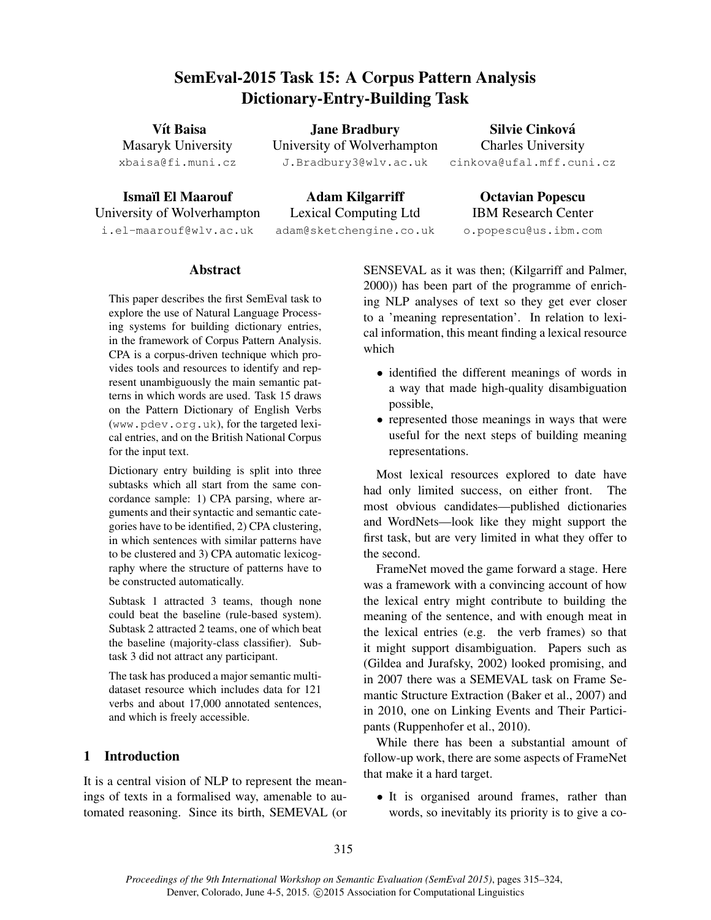# SemEval-2015 Task 15: A Corpus Pattern Analysis Dictionary-Entry-Building Task

**Vít Baisa**
Masaryk University
xbaisa@fi.muni.cz

**Jane Bradbury**
University of Wolverhampton
J.Bradbury3@wlv.ac.uk

**Silvie Cinková**
Charles University
cinkova@ufal.mff.cuni.cz

**Ismaïl El Maarouf**
University of Wolverhampton
i.el-maarouf@wlv.ac.uk

**Adam Kilgarriff**
Lexical Computing Ltd
adam@sketchengine.co.uk

**Octavian Popescu**
IBM Research Center
o.popescu@us.ibm.com

## Abstract

This paper describes the first SemEval task to explore the use of Natural Language Processing systems for building dictionary entries, in the framework of Corpus Pattern Analysis. CPA is a corpus-driven technique which provides tools and resources to identify and represent unambiguously the main semantic patterns in which words are used. Task 15 draws on the Pattern Dictionary of English Verbs (www.pdev.org.uk), for the targeted lexical entries, and on the British National Corpus for the input text.

Dictionary entry building is split into three subtasks which all start from the same concordance sample: 1) CPA parsing, where arguments and their syntactic and semantic categories have to be identified, 2) CPA clustering, in which sentences with similar patterns have to be clustered and 3) CPA automatic lexicography where the structure of patterns have to be constructed automatically.

Subtask 1 attracted 3 teams, though none could beat the baseline (rule-based system). Subtask 2 attracted 2 teams, one of which beat the baseline (majority-class classifier). Subtask 3 did not attract any participant.

The task has produced a major semantic multi-dataset resource which includes data for 121 verbs and about 17,000 annotated sentences, and which is freely accessible.

## 1 Introduction

It is a central vision of NLP to represent the meanings of texts in a formalised way, amenable to automated reasoning. Since its birth, SEMEVAL (or SENSEVAL as it was then; (Kilgarriff and Palmer, 2000)) has been part of the programme of enriching NLP analyses of text so they get ever closer to a 'meaning representation'. In relation to lexical information, this meant finding a lexical resource which

- identified the different meanings of words in a way that made high-quality disambiguation possible,
- represented those meanings in ways that were useful for the next steps of building meaning representations.

Most lexical resources explored to date have had only limited success, on either front. The most obvious candidates—published dictionaries and WordNets—look like they might support the first task, but are very limited in what they offer to the second.

FrameNet moved the game forward a stage. Here was a framework with a convincing account of how the lexical entry might contribute to building the meaning of the sentence, and with enough meat in the lexical entries (e.g. the verb frames) so that it might support disambiguation. Papers such as (Gildea and Jurafsky, 2002) looked promising, and in 2007 there was a SEMEVAL task on Frame Semantic Structure Extraction (Baker et al., 2007) and in 2010, one on Linking Events and Their Participants (Ruppenhofer et al., 2010).

While there has been a substantial amount of follow-up work, there are some aspects of FrameNet that make it a hard target.

- It is organised around frames, rather than words, so inevitably its priority is to give a co-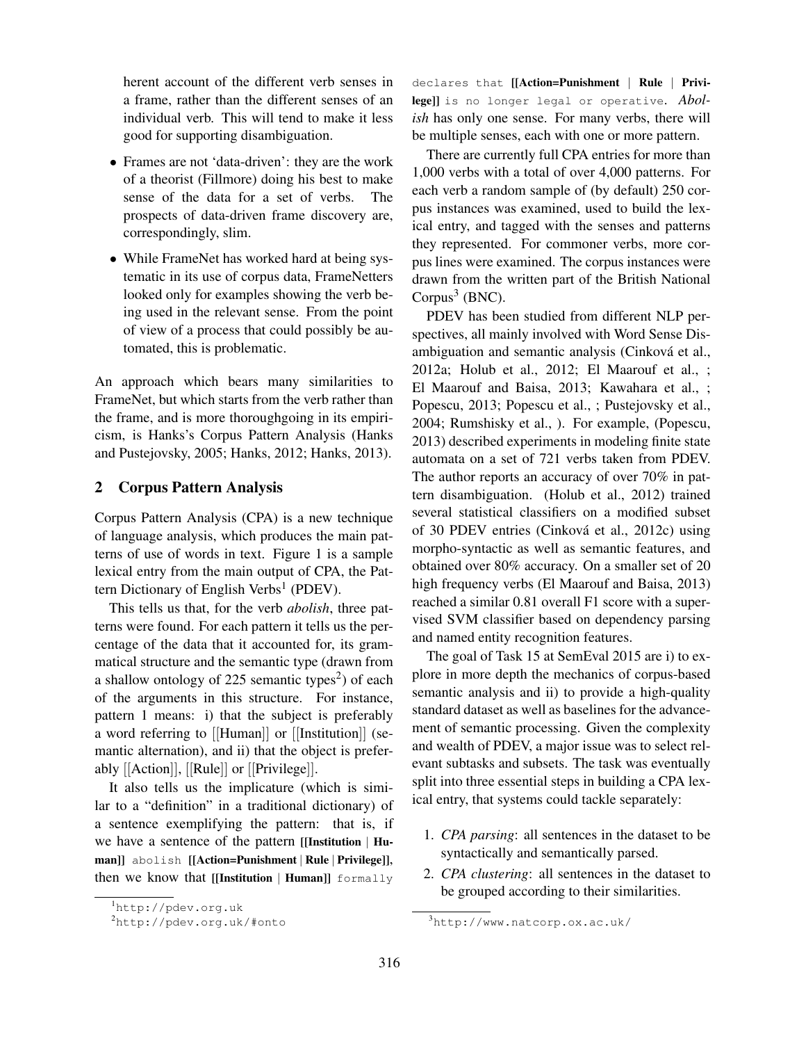herent account of the different verb senses in a frame, rather than the different senses of an individual verb. This will tend to make it less good for supporting disambiguation.

- Frames are not 'data-driven': they are the work of a theorist (Fillmore) doing his best to make sense of the data for a set of verbs. The prospects of data-driven frame discovery are, correspondingly, slim.
- While FrameNet has worked hard at being systematic in its use of corpus data, FrameNetters looked only for examples showing the verb being used in the relevant sense. From the point of view of a process that could possibly be automated, this is problematic.

An approach which bears many similarities to FrameNet, but which starts from the verb rather than the frame, and is more thoroughgoing in its empiricism, is Hanks's Corpus Pattern Analysis (Hanks and Pustejovsky, 2005; Hanks, 2012; Hanks, 2013).

## 2 Corpus Pattern Analysis

Corpus Pattern Analysis (CPA) is a new technique of language analysis, which produces the main patterns of use of words in text. Figure 1 is a sample lexical entry from the main output of CPA, the Pattern Dictionary of English Verbs[1] (PDEV).

This tells us that, for the verb *abolish*, three patterns were found. For each pattern it tells us the percentage of the data that it accounted for, its grammatical structure and the semantic type (drawn from a shallow ontology of 225 semantic types[2]) of each of the arguments in this structure. For instance, pattern 1 means: i) that the subject is preferably a word referring to [[Human]] or [[Institution]] (semantic alternation), and ii) that the object is preferably [[Action]], [[Rule]] or [[Privilege]].

It also tells us the implicature (which is similar to a "definition" in a traditional dictionary) of a sentence exemplifying the pattern: that is, if we have a sentence of the pattern **[[Institution | Human]]** `abolish` **[[Action=Punishment | Rule | Privilege]]**, then we know that **[[Institution | Human]]** `formally declares that` **[[Action=Punishment | Rule | Privilege]]** `is no longer legal or operative`. *Abolish* has only one sense. For many verbs, there will be multiple senses, each with one or more pattern.

There are currently full CPA entries for more than 1,000 verbs with a total of over 4,000 patterns. For each verb a random sample of (by default) 250 corpus instances was examined, used to build the lexical entry, and tagged with the senses and patterns they represented. For commoner verbs, more corpus lines were examined. The corpus instances were drawn from the written part of the British National Corpus[3] (BNC).

PDEV has been studied from different NLP perspectives, all mainly involved with Word Sense Disambiguation and semantic analysis (Cinková et al., 2012a; Holub et al., 2012; El Maarouf et al., ; El Maarouf and Baisa, 2013; Kawahara et al., ; Popescu, 2013; Popescu et al., ; Pustejovsky et al., 2004; Rumshisky et al., ). For example, (Popescu, 2013) described experiments in modeling finite state automata on a set of 721 verbs taken from PDEV. The author reports an accuracy of over 70% in pattern disambiguation. (Holub et al., 2012) trained several statistical classifiers on a modified subset of 30 PDEV entries (Cinková et al., 2012c) using morpho-syntactic as well as semantic features, and obtained over 80% accuracy. On a smaller set of 20 high frequency verbs (El Maarouf and Baisa, 2013) reached a similar 0.81 overall F1 score with a supervised SVM classifier based on dependency parsing and named entity recognition features.

The goal of Task 15 at SemEval 2015 are i) to explore in more depth the mechanics of corpus-based semantic analysis and ii) to provide a high-quality standard dataset as well as baselines for the advancement of semantic processing. Given the complexity and wealth of PDEV, a major issue was to select relevant subtasks and subsets. The task was eventually split into three essential steps in building a CPA lexical entry, that systems could tackle separately:

1. *CPA parsing*: all sentences in the dataset to be syntactically and semantically parsed.
2. *CPA clustering*: all sentences in the dataset to be grouped according to their similarities.

[1] http://pdev.org.uk

[2] http://pdev.org.uk/#onto

[3] http://www.natcorp.ox.ac.uk/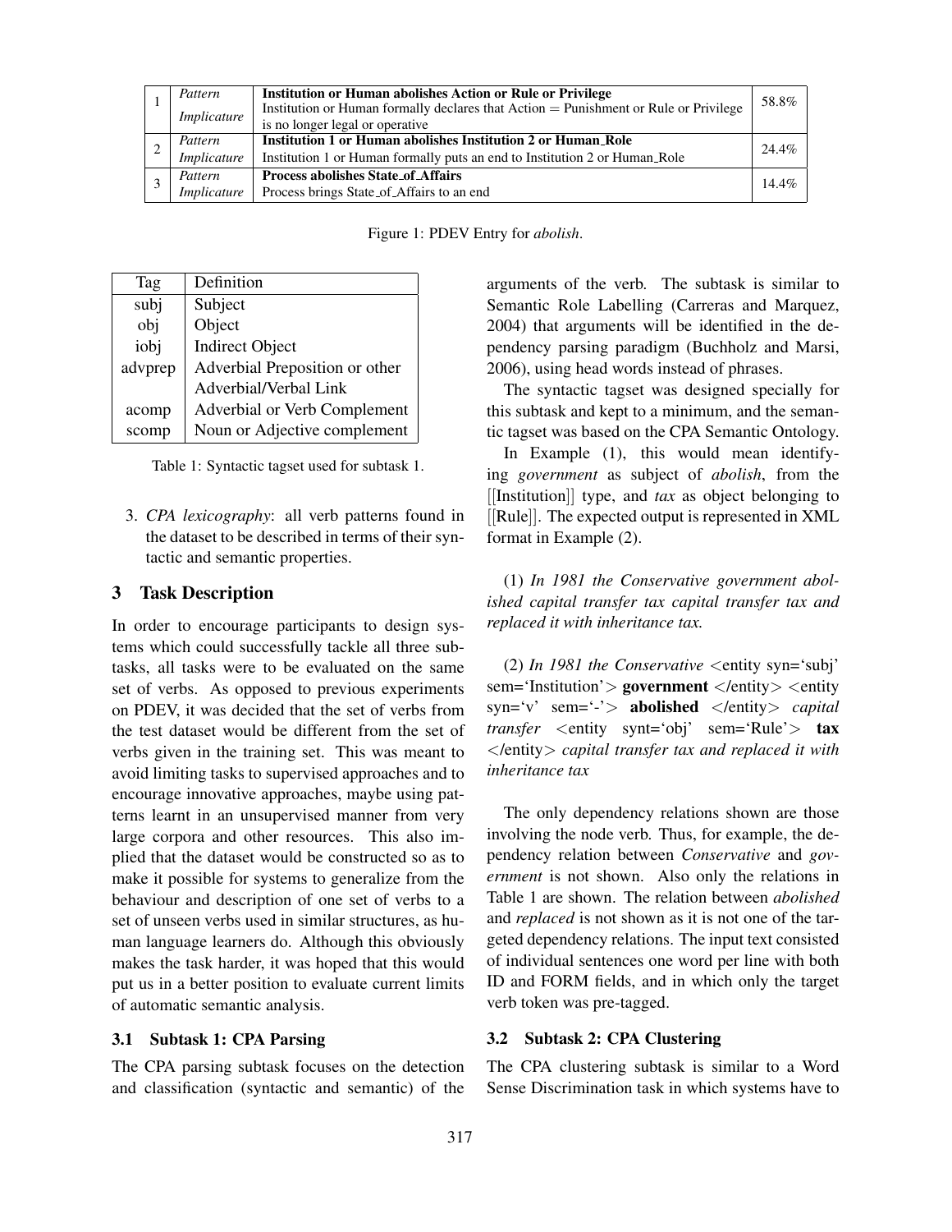| | | | |
|---|---|---|---|
| 1 | *Pattern* | **Institution or Human abolishes Action or Rule or Privilege** | 58.8% |
| | *Implicature* | Institution or Human formally declares that Action = Punishment or Rule or Privilege is no longer legal or operative | |
| 2 | *Pattern* | **Institution 1 or Human abolishes Institution 2 or Human_Role** | 24.4% |
| | *Implicature* | Institution 1 or Human formally puts an end to Institution 2 or Human_Role | |
| 3 | *Pattern* | **Process abolishes State_of_Affairs** | 14.4% |
| | *Implicature* | Process brings State_of_Affairs to an end | |

Figure 1: PDEV Entry for *abolish*.

| Tag | Definition |
|---|---|
| subj | Subject |
| obj | Object |
| iobj | Indirect Object |
| advprep | Adverbial Preposition or other Adverbial/Verbal Link |
| acomp | Adverbial or Verb Complement |
| scomp | Noun or Adjective complement |

Table 1: Syntactic tagset used for subtask 1.

3. *CPA lexicography*: all verb patterns found in the dataset to be described in terms of their syntactic and semantic properties.

## 3 Task Description

In order to encourage participants to design systems which could successfully tackle all three subtasks, all tasks were to be evaluated on the same set of verbs. As opposed to previous experiments on PDEV, it was decided that the set of verbs from the test dataset would be different from the set of verbs given in the training set. This was meant to avoid limiting tasks to supervised approaches and to encourage innovative approaches, maybe using patterns learnt in an unsupervised manner from very large corpora and other resources. This also implied that the dataset would be constructed so as to make it possible for systems to generalize from the behaviour and description of one set of verbs to a set of unseen verbs used in similar structures, as human language learners do. Although this obviously makes the task harder, it was hoped that this would put us in a better position to evaluate current limits of automatic semantic analysis.

### 3.1 Subtask 1: CPA Parsing

The CPA parsing subtask focuses on the detection and classification (syntactic and semantic) of the arguments of the verb. The subtask is similar to Semantic Role Labelling (Carreras and Marquez, 2004) that arguments will be identified in the dependency parsing paradigm (Buchholz and Marsi, 2006), using head words instead of phrases.

The syntactic tagset was designed specially for this subtask and kept to a minimum, and the semantic tagset was based on the CPA Semantic Ontology.

In Example (1), this would mean identifying *government* as subject of *abolish*, from the [[Institution]] type, and *tax* as object belonging to [[Rule]]. The expected output is represented in XML format in Example (2).

(1) *In 1981 the Conservative government abolished capital transfer tax capital transfer tax and replaced it with inheritance tax.*

(2) *In 1981 the Conservative* <entity syn='subj' sem='Institution'> **government** </entity> <entity syn='v' sem='-'> **abolished** </entity> *capital transfer* <entity synt='obj' sem='Rule'> **tax** </entity> *capital transfer tax and replaced it with inheritance tax*

The only dependency relations shown are those involving the node verb. Thus, for example, the dependency relation between *Conservative* and *government* is not shown. Also only the relations in Table 1 are shown. The relation between *abolished* and *replaced* is not shown as it is not one of the targeted dependency relations. The input text consisted of individual sentences one word per line with both ID and FORM fields, and in which only the target verb token was pre-tagged.

### 3.2 Subtask 2: CPA Clustering

The CPA clustering subtask is similar to a Word Sense Discrimination task in which systems have to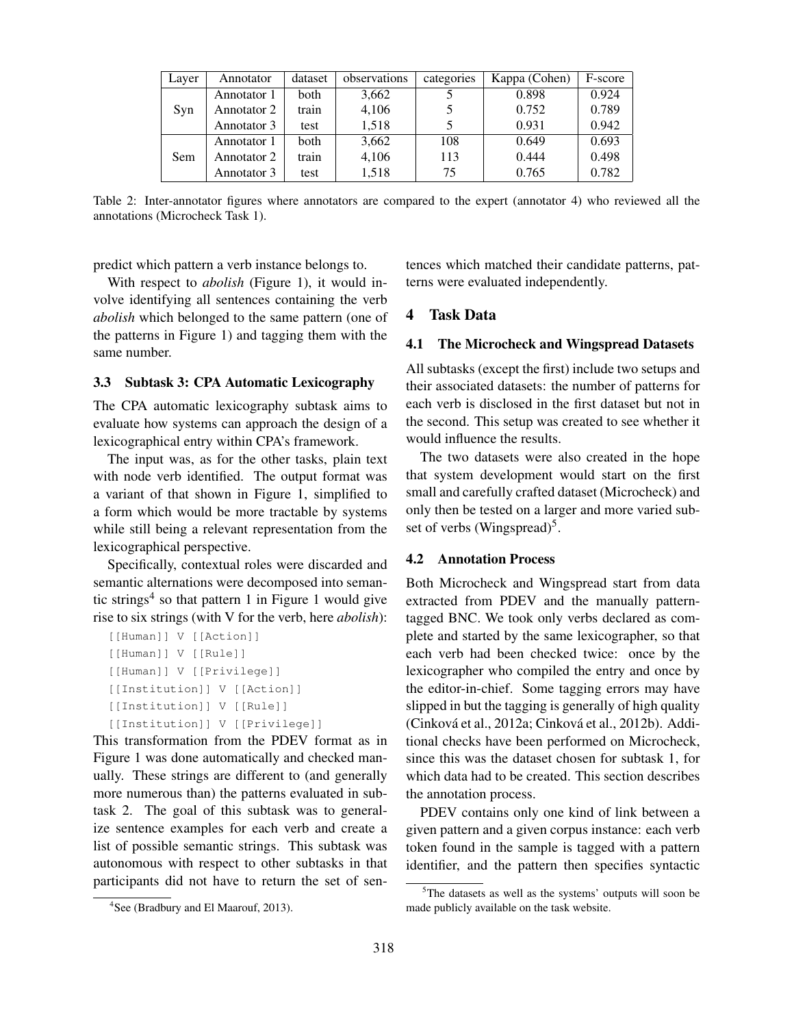| Layer | Annotator | dataset | observations | categories | Kappa (Cohen) | F-score |
|---|---|---|---|---|---|---|
| Syn | Annotator 1 | both | 3,662 | 5 | 0.898 | 0.924 |
| | Annotator 2 | train | 4,106 | 5 | 0.752 | 0.789 |
| | Annotator 3 | test | 1,518 | 5 | 0.931 | 0.942 |
| Sem | Annotator 1 | both | 3,662 | 108 | 0.649 | 0.693 |
| | Annotator 2 | train | 4,106 | 113 | 0.444 | 0.498 |
| | Annotator 3 | test | 1,518 | 75 | 0.765 | 0.782 |

Table 2: Inter-annotator figures where annotators are compared to the expert (annotator 4) who reviewed all the annotations (Microcheck Task 1).

predict which pattern a verb instance belongs to.

With respect to *abolish* (Figure 1), it would involve identifying all sentences containing the verb *abolish* which belonged to the same pattern (one of the patterns in Figure 1) and tagging them with the same number.

### 3.3 Subtask 3: CPA Automatic Lexicography

The CPA automatic lexicography subtask aims to evaluate how systems can approach the design of a lexicographical entry within CPA's framework.

The input was, as for the other tasks, plain text with node verb identified. The output format was a variant of that shown in Figure 1, simplified to a form which would be more tractable by systems while still being a relevant representation from the lexicographical perspective.

Specifically, contextual roles were discarded and semantic alternations were decomposed into semantic strings[4] so that pattern 1 in Figure 1 would give rise to six strings (with V for the verb, here *abolish*):

```
[[Human]] V [[Action]]
[[Human]] V [[Rule]]
[[Human]] V [[Privilege]]
[[Institution]] V [[Action]]
[[Institution]] V [[Rule]]
[[Institution]] V [[Privilege]]
```

This transformation from the PDEV format as in Figure 1 was done automatically and checked manually. These strings are different to (and generally more numerous than) the patterns evaluated in subtask 2. The goal of this subtask was to generalize sentence examples for each verb and create a list of possible semantic strings. This subtask was autonomous with respect to other subtasks in that participants did not have to return the set of sentences which matched their candidate patterns, patterns were evaluated independently.

## 4 Task Data

### 4.1 The Microcheck and Wingspread Datasets

All subtasks (except the first) include two setups and their associated datasets: the number of patterns for each verb is disclosed in the first dataset but not in the second. This setup was created to see whether it would influence the results.

The two datasets were also created in the hope that system development would start on the first small and carefully crafted dataset (Microcheck) and only then be tested on a larger and more varied subset of verbs (Wingspread)[5].

### 4.2 Annotation Process

Both Microcheck and Wingspread start from data extracted from PDEV and the manually pattern-tagged BNC. We took only verbs declared as complete and started by the same lexicographer, so that each verb had been checked twice: once by the lexicographer who compiled the entry and once by the editor-in-chief. Some tagging errors may have slipped in but the tagging is generally of high quality (Cinková et al., 2012a; Cinková et al., 2012b). Additional checks have been performed on Microcheck, since this was the dataset chosen for subtask 1, for which data had to be created. This section describes the annotation process.

PDEV contains only one kind of link between a given pattern and a given corpus instance: each verb token found in the sample is tagged with a pattern identifier, and the pattern then specifies syntactic

[4] See (Bradbury and El Maarouf, 2013).

[5] The datasets as well as the systems' outputs will soon be made publicly available on the task website.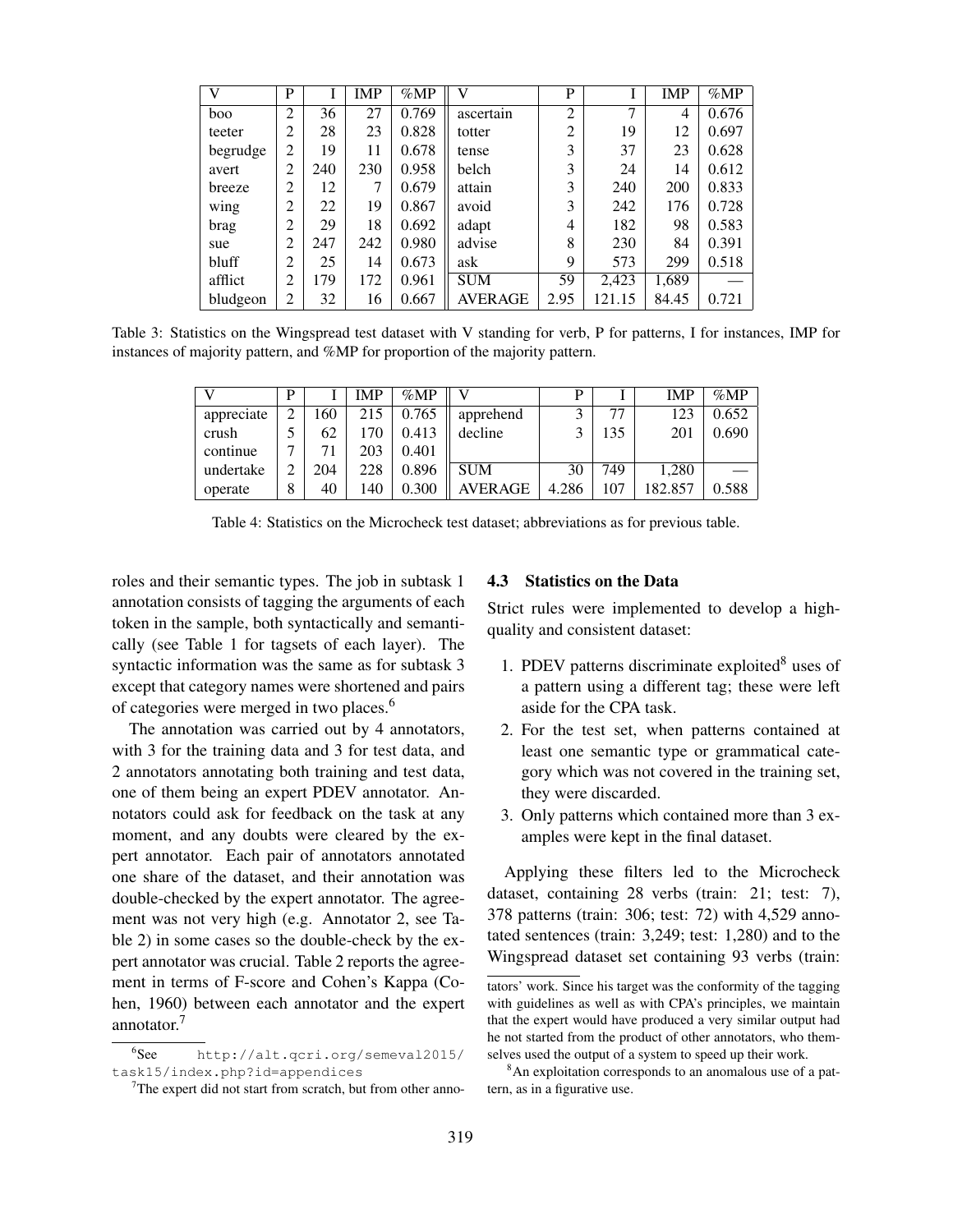| V | P | I | IMP | %MP | V | P | I | IMP | %MP |
|---|---|---|---|---|---|---|---|---|---|
| boo | 2 | 36 | 27 | 0.769 | ascertain | 2 | 7 | 4 | 0.676 |
| teeter | 2 | 28 | 23 | 0.828 | totter | 2 | 19 | 12 | 0.697 |
| begrudge | 2 | 19 | 11 | 0.678 | tense | 3 | 37 | 23 | 0.628 |
| avert | 2 | 240 | 230 | 0.958 | belch | 3 | 24 | 14 | 0.612 |
| breeze | 2 | 12 | 7 | 0.679 | attain | 3 | 240 | 200 | 0.833 |
| wing | 2 | 22 | 19 | 0.867 | avoid | 3 | 242 | 176 | 0.728 |
| brag | 2 | 29 | 18 | 0.692 | adapt | 4 | 182 | 98 | 0.583 |
| sue | 2 | 247 | 242 | 0.980 | advise | 8 | 230 | 84 | 0.391 |
| bluff | 2 | 25 | 14 | 0.673 | ask | 9 | 573 | 299 | 0.518 |
| afflict | 2 | 179 | 172 | 0.961 | SUM | 59 | 2,423 | 1,689 | — |
| bludgeon | 2 | 32 | 16 | 0.667 | AVERAGE | 2.95 | 121.15 | 84.45 | 0.721 |

Table 3: Statistics on the Wingspread test dataset with V standing for verb, P for patterns, I for instances, IMP for instances of majority pattern, and %MP for proportion of the majority pattern.

| V | P | I | IMP | %MP | V | P | I | IMP | %MP |
|---|---|---|---|---|---|---|---|---|---|
| appreciate | 2 | 160 | 215 | 0.765 | apprehend | 3 | 77 | 123 | 0.652 |
| crush | 5 | 62 | 170 | 0.413 | decline | 3 | 135 | 201 | 0.690 |
| continue | 7 | 71 | 203 | 0.401 | | | | | |
| undertake | 2 | 204 | 228 | 0.896 | SUM | 30 | 749 | 1,280 | — |
| operate | 8 | 40 | 140 | 0.300 | AVERAGE | 4.286 | 107 | 182.857 | 0.588 |

Table 4: Statistics on the Microcheck test dataset; abbreviations as for previous table.

roles and their semantic types. The job in subtask 1 annotation consists of tagging the arguments of each token in the sample, both syntactically and semantically (see Table 1 for tagsets of each layer). The syntactic information was the same as for subtask 3 except that category names were shortened and pairs of categories were merged in two places.[6]

The annotation was carried out by 4 annotators, with 3 for the training data and 3 for test data, and 2 annotators annotating both training and test data, one of them being an expert PDEV annotator. Annotators could ask for feedback on the task at any moment, and any doubts were cleared by the expert annotator. Each pair of annotators annotated one share of the dataset, and their annotation was double-checked by the expert annotator. The agreement was not very high (e.g. Annotator 2, see Table 2) in some cases so the double-check by the expert annotator was crucial. Table 2 reports the agreement in terms of F-score and Cohen's Kappa (Cohen, 1960) between each annotator and the expert annotator.[7]

### 4.3 Statistics on the Data

Strict rules were implemented to develop a high-quality and consistent dataset:

1. PDEV patterns discriminate exploited[8] uses of a pattern using a different tag; these were left aside for the CPA task.
2. For the test set, when patterns contained at least one semantic type or grammatical category which was not covered in the training set, they were discarded.
3. Only patterns which contained more than 3 examples were kept in the final dataset.

Applying these filters led to the Microcheck dataset, containing 28 verbs (train: 21; test: 7), 378 patterns (train: 306; test: 72) with 4,529 annotated sentences (train: 3,249; test: 1,280) and to the Wingspread dataset set containing 93 verbs (train:

[6]See http://alt.qcri.org/semeval2015/task15/index.php?id=appendices

[7]The expert did not start from scratch, but from other annotators' work. Since his target was the conformity of the tagging with guidelines as well as with CPA's principles, we maintain that the expert would have produced a very similar output had he not started from the product of other annotators, who themselves used the output of a system to speed up their work.

[8]An exploitation corresponds to an anomalous use of a pattern, as in a figurative use.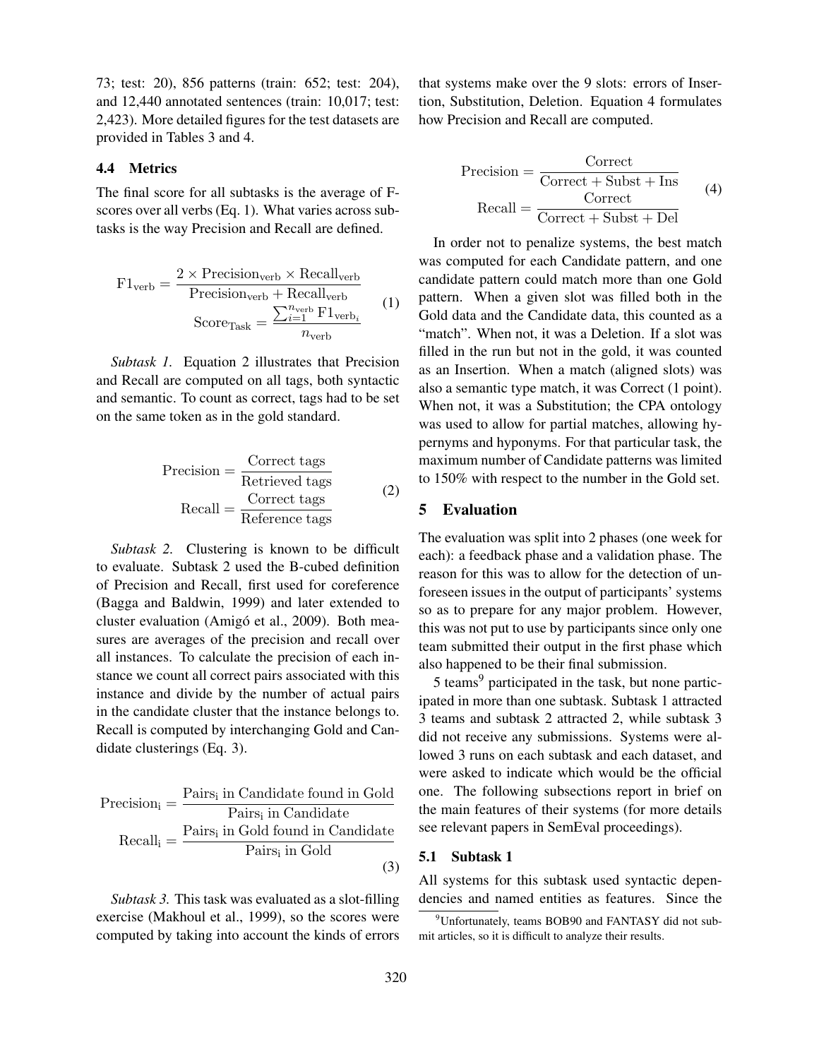73; test: 20), 856 patterns (train: 652; test: 204), and 12,440 annotated sentences (train: 10,017; test: 2,423). More detailed figures for the test datasets are provided in Tables 3 and 4.

### 4.4 Metrics

The final score for all subtasks is the average of F-scores over all verbs (Eq. 1). What varies across subtasks is the way Precision and Recall are defined.

$$
\begin{aligned}
\mathrm{F1}_{\mathrm{verb}} &= \frac{2 \times \mathrm{Precision}_{\mathrm{verb}} \times \mathrm{Recall}_{\mathrm{verb}}}{\mathrm{Precision}_{\mathrm{verb}} + \mathrm{Recall}_{\mathrm{verb}}} \\
\mathrm{Score}_{\mathrm{Task}} &= \frac{\sum_{i=1}^{n_{\mathrm{verb}}} \mathrm{F1}_{\mathrm{verb}_i}}{n_{\mathrm{verb}}}
\end{aligned}
\tag{1}
$$

*Subtask 1.* Equation 2 illustrates that Precision and Recall are computed on all tags, both syntactic and semantic. To count as correct, tags had to be set on the same token as in the gold standard.

$$
\begin{aligned}
\mathrm{Precision} &= \frac{\text{Correct tags}}{\text{Retrieved tags}} \\
\mathrm{Recall} &= \frac{\text{Correct tags}}{\text{Reference tags}}
\end{aligned}
\tag{2}
$$

*Subtask 2.* Clustering is known to be difficult to evaluate. Subtask 2 used the B-cubed definition of Precision and Recall, first used for coreference (Bagga and Baldwin, 1999) and later extended to cluster evaluation (Amigó et al., 2009). Both measures are averages of the precision and recall over all instances. To calculate the precision of each instance we count all correct pairs associated with this instance and divide by the number of actual pairs in the candidate cluster that the instance belongs to. Recall is computed by interchanging Gold and Candidate clusterings (Eq. 3).

$$
\begin{aligned}
\mathrm{Precision_i} &= \frac{\mathrm{Pairs_i} \text{ in Candidate found in Gold}}{\mathrm{Pairs_i} \text{ in Candidate}} \\
\mathrm{Recall_i} &= \frac{\mathrm{Pairs_i} \text{ in Gold found in Candidate}}{\mathrm{Pairs_i} \text{ in Gold}}
\end{aligned}
\tag{3}
$$

*Subtask 3.* This task was evaluated as a slot-filling exercise (Makhoul et al., 1999), so the scores were computed by taking into account the kinds of errors that systems make over the 9 slots: errors of Insertion, Substitution, Deletion. Equation 4 formulates how Precision and Recall are computed.

$$
\begin{aligned}
\mathrm{Precision} &= \frac{\mathrm{Correct}}{\mathrm{Correct} + \mathrm{Subst} + \mathrm{Ins}} \\
\mathrm{Recall} &= \frac{\mathrm{Correct}}{\mathrm{Correct} + \mathrm{Subst} + \mathrm{Del}}
\end{aligned}
\tag{4}
$$

In order not to penalize systems, the best match was computed for each Candidate pattern, and one candidate pattern could match more than one Gold pattern. When a given slot was filled both in the Gold data and the Candidate data, this counted as a "match". When not, it was a Deletion. If a slot was filled in the run but not in the gold, it was counted as an Insertion. When a match (aligned slots) was also a semantic type match, it was Correct (1 point). When not, it was a Substitution; the CPA ontology was used to allow for partial matches, allowing hypernyms and hyponyms. For that particular task, the maximum number of Candidate patterns was limited to 150% with respect to the number in the Gold set.

## 5 Evaluation

The evaluation was split into 2 phases (one week for each): a feedback phase and a validation phase. The reason for this was to allow for the detection of unforeseen issues in the output of participants' systems so as to prepare for any major problem. However, this was not put to use by participants since only one team submitted their output in the first phase which also happened to be their final submission.

5 teams[9] participated in the task, but none participated in more than one subtask. Subtask 1 attracted 3 teams and subtask 2 attracted 2, while subtask 3 did not receive any submissions. Systems were allowed 3 runs on each subtask and each dataset, and were asked to indicate which would be the official one. The following subsections report in brief on the main features of their systems (for more details see relevant papers in SemEval proceedings).

### 5.1 Subtask 1

All systems for this subtask used syntactic dependencies and named entities as features. Since the

[9] Unfortunately, teams BOB90 and FANTASY did not submit articles, so it is difficult to analyze their results.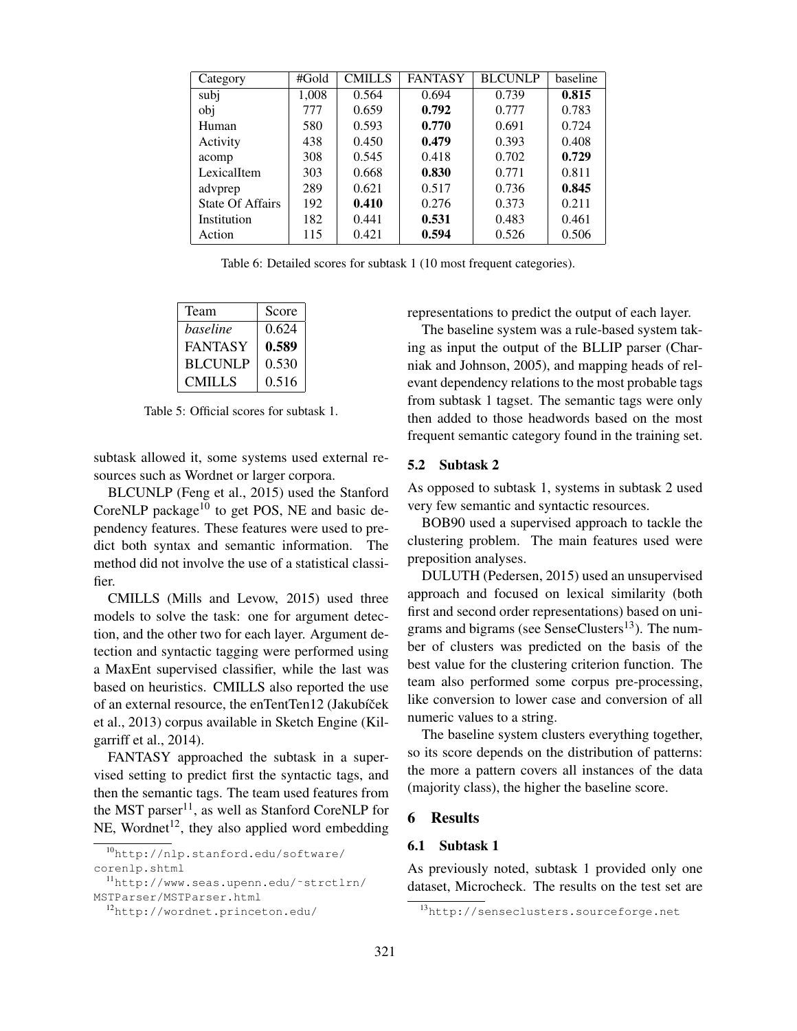| Category | #Gold | CMILLS | FANTASY | BLCUNLP | baseline |
|---|---|---|---|---|---|
| subj | 1,008 | 0.564 | 0.694 | 0.739 | **0.815** |
| obj | 777 | 0.659 | **0.792** | 0.777 | 0.783 |
| Human | 580 | 0.593 | **0.770** | 0.691 | 0.724 |
| Activity | 438 | 0.450 | **0.479** | 0.393 | 0.408 |
| acomp | 308 | 0.545 | 0.418 | 0.702 | **0.729** |
| LexicalItem | 303 | 0.668 | **0.830** | 0.771 | 0.811 |
| advprep | 289 | 0.621 | 0.517 | 0.736 | **0.845** |
| State Of Affairs | 192 | **0.410** | 0.276 | 0.373 | 0.211 |
| Institution | 182 | 0.441 | **0.531** | 0.483 | 0.461 |
| Action | 115 | 0.421 | **0.594** | 0.526 | 0.506 |

Table 6: Detailed scores for subtask 1 (10 most frequent categories).

| Team | Score |
|---|---|
| *baseline* | 0.624 |
| FANTASY | **0.589** |
| BLCUNLP | 0.530 |
| CMILLS | 0.516 |

Table 5: Official scores for subtask 1.

subtask allowed it, some systems used external resources such as Wordnet or larger corpora.

BLCUNLP (Feng et al., 2015) used the Stanford CoreNLP package[10] to get POS, NE and basic dependency features. These features were used to predict both syntax and semantic information. The method did not involve the use of a statistical classifier.

CMILLS (Mills and Levow, 2015) used three models to solve the task: one for argument detection, and the other two for each layer. Argument detection and syntactic tagging were performed using a MaxEnt supervised classifier, while the last was based on heuristics. CMILLS also reported the use of an external resource, the enTentTen12 (Jakubíček et al., 2013) corpus available in Sketch Engine (Kilgarriff et al., 2014).

FANTASY approached the subtask in a supervised setting to predict first the syntactic tags, and then the semantic tags. The team used features from the MST parser[11], as well as Stanford CoreNLP for NE, Wordnet[12], they also applied word embedding representations to predict the output of each layer.

The baseline system was a rule-based system taking as input the output of the BLLIP parser (Charniak and Johnson, 2005), and mapping heads of relevant dependency relations to the most probable tags from subtask 1 tagset. The semantic tags were only then added to those headwords based on the most frequent semantic category found in the training set.

### 5.2 Subtask 2

As opposed to subtask 1, systems in subtask 2 used very few semantic and syntactic resources.

BOB90 used a supervised approach to tackle the clustering problem. The main features used were preposition analyses.

DULUTH (Pedersen, 2015) used an unsupervised approach and focused on lexical similarity (both first and second order representations) based on unigrams and bigrams (see SenseClusters[13]). The number of clusters was predicted on the basis of the best value for the clustering criterion function. The team also performed some corpus pre-processing, like conversion to lower case and conversion of all numeric values to a string.

The baseline system clusters everything together, so its score depends on the distribution of patterns: the more a pattern covers all instances of the data (majority class), the higher the baseline score.

## 6 Results

### 6.1 Subtask 1

As previously noted, subtask 1 provided only one dataset, Microcheck. The results on the test set are

[10] http://nlp.stanford.edu/software/corenlp.shtml

[11] http://www.seas.upenn.edu/~strctlrn/MSTParser/MSTParser.html

[12] http://wordnet.princeton.edu/

[13] http://senseclusters.sourceforge.net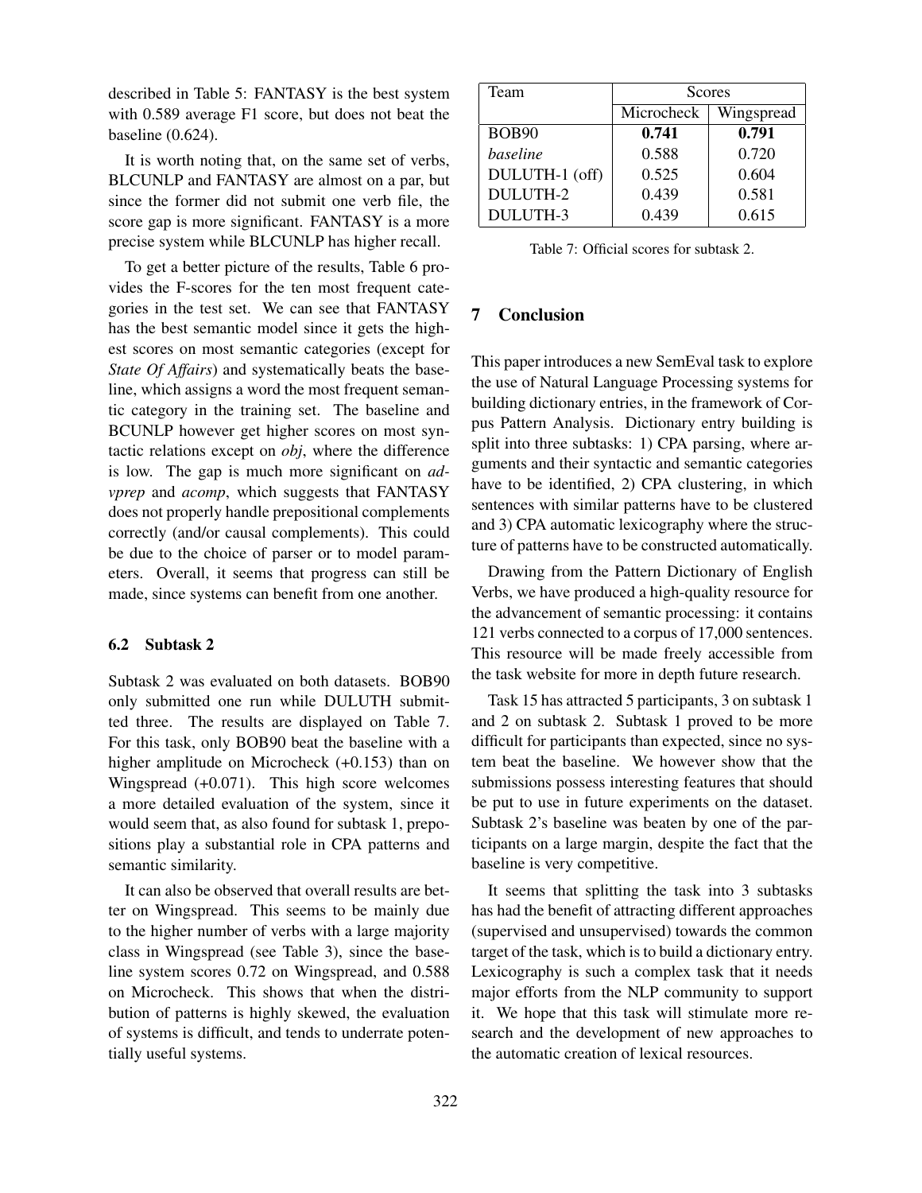described in Table 5: FANTASY is the best system with 0.589 average F1 score, but does not beat the baseline (0.624).

It is worth noting that, on the same set of verbs, BLCUNLP and FANTASY are almost on a par, but since the former did not submit one verb file, the score gap is more significant. FANTASY is a more precise system while BLCUNLP has higher recall.

To get a better picture of the results, Table 6 provides the F-scores for the ten most frequent categories in the test set. We can see that FANTASY has the best semantic model since it gets the highest scores on most semantic categories (except for *State Of Affairs*) and systematically beats the baseline, which assigns a word the most frequent semantic category in the training set. The baseline and BCUNLP however get higher scores on most syntactic relations except on *obj*, where the difference is low. The gap is much more significant on *advprep* and *acomp*, which suggests that FANTASY does not properly handle prepositional complements correctly (and/or causal complements). This could be due to the choice of parser or to model parameters. Overall, it seems that progress can still be made, since systems can benefit from one another.

### 6.2 Subtask 2

Subtask 2 was evaluated on both datasets. BOB90 only submitted one run while DULUTH submitted three. The results are displayed on Table 7. For this task, only BOB90 beat the baseline with a higher amplitude on Microcheck (+0.153) than on Wingspread (+0.071). This high score welcomes a more detailed evaluation of the system, since it would seem that, as also found for subtask 1, prepositions play a substantial role in CPA patterns and semantic similarity.

It can also be observed that overall results are better on Wingspread. This seems to be mainly due to the higher number of verbs with a large majority class in Wingspread (see Table 3), since the baseline system scores 0.72 on Wingspread, and 0.588 on Microcheck. This shows that when the distribution of patterns is highly skewed, the evaluation of systems is difficult, and tends to underrate potentially useful systems.

| Team | Scores | |
|---|---|---|
| | Microcheck | Wingspread |
| BOB90 | **0.741** | **0.791** |
| *baseline* | 0.588 | 0.720 |
| DULUTH-1 (off) | 0.525 | 0.604 |
| DULUTH-2 | 0.439 | 0.581 |
| DULUTH-3 | 0.439 | 0.615 |

Table 7: Official scores for subtask 2.

## 7 Conclusion

This paper introduces a new SemEval task to explore the use of Natural Language Processing systems for building dictionary entries, in the framework of Corpus Pattern Analysis. Dictionary entry building is split into three subtasks: 1) CPA parsing, where arguments and their syntactic and semantic categories have to be identified, 2) CPA clustering, in which sentences with similar patterns have to be clustered and 3) CPA automatic lexicography where the structure of patterns have to be constructed automatically.

Drawing from the Pattern Dictionary of English Verbs, we have produced a high-quality resource for the advancement of semantic processing: it contains 121 verbs connected to a corpus of 17,000 sentences. This resource will be made freely accessible from the task website for more in depth future research.

Task 15 has attracted 5 participants, 3 on subtask 1 and 2 on subtask 2. Subtask 1 proved to be more difficult for participants than expected, since no system beat the baseline. We however show that the submissions possess interesting features that should be put to use in future experiments on the dataset. Subtask 2's baseline was beaten by one of the participants on a large margin, despite the fact that the baseline is very competitive.

It seems that splitting the task into 3 subtasks has had the benefit of attracting different approaches (supervised and unsupervised) towards the common target of the task, which is to build a dictionary entry. Lexicography is such a complex task that it needs major efforts from the NLP community to support it. We hope that this task will stimulate more research and the development of new approaches to the automatic creation of lexical resources.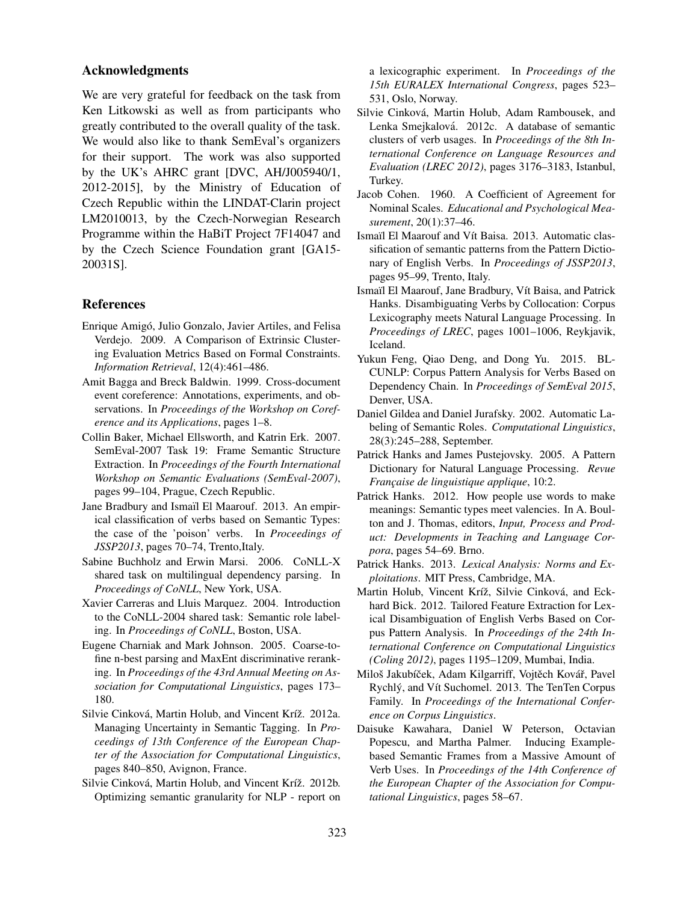## Acknowledgments

We are very grateful for feedback on the task from Ken Litkowski as well as from participants who greatly contributed to the overall quality of the task. We would also like to thank SemEval's organizers for their support. The work was also supported by the UK's AHRC grant [DVC, AH/J005940/1, 2012-2015], by the Ministry of Education of Czech Republic within the LINDAT-Clarin project LM2010013, by the Czech-Norwegian Research Programme within the HaBiT Project 7F14047 and by the Czech Science Foundation grant [GA15-20031S].

## References

Enrique Amigó, Julio Gonzalo, Javier Artiles, and Felisa Verdejo. 2009. A Comparison of Extrinsic Clustering Evaluation Metrics Based on Formal Constraints. *Information Retrieval*, 12(4):461–486.

Amit Bagga and Breck Baldwin. 1999. Cross-document event coreference: Annotations, experiments, and observations. In *Proceedings of the Workshop on Coreference and its Applications*, pages 1–8.

Collin Baker, Michael Ellsworth, and Katrin Erk. 2007. SemEval-2007 Task 19: Frame Semantic Structure Extraction. In *Proceedings of the Fourth International Workshop on Semantic Evaluations (SemEval-2007)*, pages 99–104, Prague, Czech Republic.

Jane Bradbury and Ismaïl El Maarouf. 2013. An empirical classification of verbs based on Semantic Types: the case of the 'poison' verbs. In *Proceedings of JSSP2013*, pages 70–74, Trento,Italy.

Sabine Buchholz and Erwin Marsi. 2006. CoNLL-X shared task on multilingual dependency parsing. In *Proceedings of CoNLL*, New York, USA.

Xavier Carreras and Lluis Marquez. 2004. Introduction to the CoNLL-2004 shared task: Semantic role labeling. In *Proceedings of CoNLL*, Boston, USA.

Eugene Charniak and Mark Johnson. 2005. Coarse-to-fine n-best parsing and MaxEnt discriminative reranking. In *Proceedings of the 43rd Annual Meeting on Association for Computational Linguistics*, pages 173–180.

Silvie Cinková, Martin Holub, and Vincent Kríž. 2012a. Managing Uncertainty in Semantic Tagging. In *Proceedings of 13th Conference of the European Chapter of the Association for Computational Linguistics*, pages 840–850, Avignon, France.

Silvie Cinková, Martin Holub, and Vincent Kríž. 2012b. Optimizing semantic granularity for NLP - report on a lexicographic experiment. In *Proceedings of the 15th EURALEX International Congress*, pages 523–531, Oslo, Norway.

Silvie Cinková, Martin Holub, Adam Rambousek, and Lenka Smejkalová. 2012c. A database of semantic clusters of verb usages. In *Proceedings of the 8th International Conference on Language Resources and Evaluation (LREC 2012)*, pages 3176–3183, Istanbul, Turkey.

Jacob Cohen. 1960. A Coefficient of Agreement for Nominal Scales. *Educational and Psychological Measurement*, 20(1):37–46.

Ismaïl El Maarouf and Vít Baisa. 2013. Automatic classification of semantic patterns from the Pattern Dictionary of English Verbs. In *Proceedings of JSSP2013*, pages 95–99, Trento, Italy.

Ismaïl El Maarouf, Jane Bradbury, Vít Baisa, and Patrick Hanks. Disambiguating Verbs by Collocation: Corpus Lexicography meets Natural Language Processing. In *Proceedings of LREC*, pages 1001–1006, Reykjavik, Iceland.

Yukun Feng, Qiao Deng, and Dong Yu. 2015. BLCUNLP: Corpus Pattern Analysis for Verbs Based on Dependency Chain. In *Proceedings of SemEval 2015*, Denver, USA.

Daniel Gildea and Daniel Jurafsky. 2002. Automatic Labeling of Semantic Roles. *Computational Linguistics*, 28(3):245–288, September.

Patrick Hanks and James Pustejovsky. 2005. A Pattern Dictionary for Natural Language Processing. *Revue Française de linguistique applique*, 10:2.

Patrick Hanks. 2012. How people use words to make meanings: Semantic types meet valencies. In A. Boulton and J. Thomas, editors, *Input, Process and Product: Developments in Teaching and Language Corpora*, pages 54–69. Brno.

Patrick Hanks. 2013. *Lexical Analysis: Norms and Exploitations*. MIT Press, Cambridge, MA.

Martin Holub, Vincent Kríž, Silvie Cinková, and Eckhard Bick. 2012. Tailored Feature Extraction for Lexical Disambiguation of English Verbs Based on Corpus Pattern Analysis. In *Proceedings of the 24th International Conference on Computational Linguistics (Coling 2012)*, pages 1195–1209, Mumbai, India.

Miloš Jakubíček, Adam Kilgarriff, Vojtěch Kovář, Pavel Rychlý, and Vít Suchomel. 2013. The TenTen Corpus Family. In *Proceedings of the International Conference on Corpus Linguistics*.

Daisuke Kawahara, Daniel W Peterson, Octavian Popescu, and Martha Palmer. Inducing Example-based Semantic Frames from a Massive Amount of Verb Uses. In *Proceedings of the 14th Conference of the European Chapter of the Association for Computational Linguistics*, pages 58–67.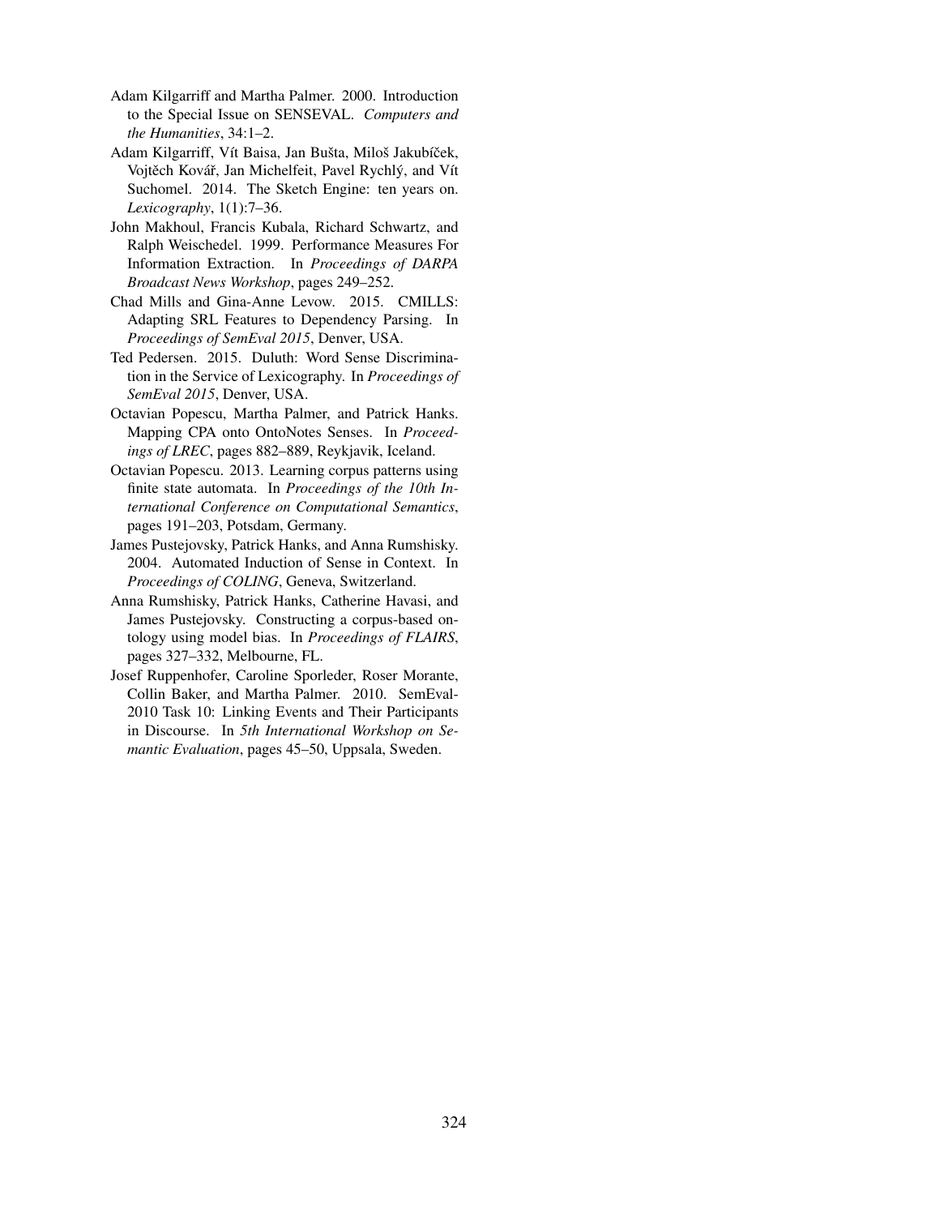Adam Kilgarriff and Martha Palmer. 2000. Introduction to the Special Issue on SENSEVAL. *Computers and the Humanities*, 34:1–2.

Adam Kilgarriff, Vít Baisa, Jan Bušta, Miloš Jakubíček, Vojtěch Kovář, Jan Michelfeit, Pavel Rychlý, and Vít Suchomel. 2014. The Sketch Engine: ten years on. *Lexicography*, 1(1):7–36.

John Makhoul, Francis Kubala, Richard Schwartz, and Ralph Weischedel. 1999. Performance Measures For Information Extraction. In *Proceedings of DARPA Broadcast News Workshop*, pages 249–252.

Chad Mills and Gina-Anne Levow. 2015. CMILLS: Adapting SRL Features to Dependency Parsing. In *Proceedings of SemEval 2015*, Denver, USA.

Ted Pedersen. 2015. Duluth: Word Sense Discrimination in the Service of Lexicography. In *Proceedings of SemEval 2015*, Denver, USA.

Octavian Popescu, Martha Palmer, and Patrick Hanks. Mapping CPA onto OntoNotes Senses. In *Proceedings of LREC*, pages 882–889, Reykjavik, Iceland.

Octavian Popescu. 2013. Learning corpus patterns using finite state automata. In *Proceedings of the 10th International Conference on Computational Semantics*, pages 191–203, Potsdam, Germany.

James Pustejovsky, Patrick Hanks, and Anna Rumshisky. 2004. Automated Induction of Sense in Context. In *Proceedings of COLING*, Geneva, Switzerland.

Anna Rumshisky, Patrick Hanks, Catherine Havasi, and James Pustejovsky. Constructing a corpus-based ontology using model bias. In *Proceedings of FLAIRS*, pages 327–332, Melbourne, FL.

Josef Ruppenhofer, Caroline Sporleder, Roser Morante, Collin Baker, and Martha Palmer. 2010. SemEval-2010 Task 10: Linking Events and Their Participants in Discourse. In *5th International Workshop on Semantic Evaluation*, pages 45–50, Uppsala, Sweden.